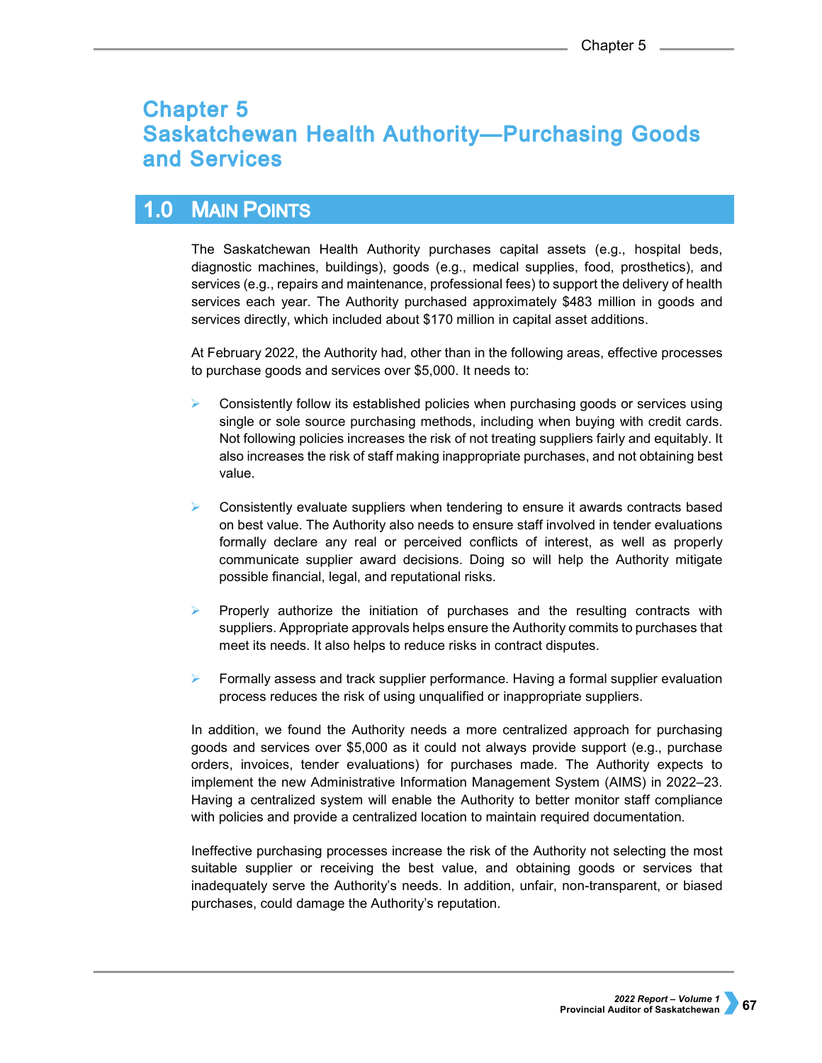# Chapter 5 Saskatchewan Health Authority—Purchasing Goods and Services

## 1.0 Main Points

The Saskatchewan Health Authority purchases capital assets (e.g., hospital beds, diagnostic machines, buildings), goods (e.g., medical supplies, food, prosthetics), and services (e.g., repairs and maintenance, professional fees) to support the delivery of health services each year. The Authority purchased approximately $483 million in goods and services directly, which included about $170 million in capital asset additions.

At February 2022, the Authority had, other than in the following areas, effective processes to purchase goods and services over $5,000. It needs to:

- Consistently follow its established policies when purchasing goods or services using single or sole source purchasing methods, including when buying with credit cards. Not following policies increases the risk of not treating suppliers fairly and equitably. It also increases the risk of staff making inappropriate purchases, and not obtaining best value.

- Consistently evaluate suppliers when tendering to ensure it awards contracts based on best value. The Authority also needs to ensure staff involved in tender evaluations formally declare any real or perceived conflicts of interest, as well as properly communicate supplier award decisions. Doing so will help the Authority mitigate possible financial, legal, and reputational risks.

- Properly authorize the initiation of purchases and the resulting contracts with suppliers. Appropriate approvals helps ensure the Authority commits to purchases that meet its needs. It also helps to reduce risks in contract disputes.

- Formally assess and track supplier performance. Having a formal supplier evaluation process reduces the risk of using unqualified or inappropriate suppliers.

In addition, we found the Authority needs a more centralized approach for purchasing goods and services over $5,000 as it could not always provide support (e.g., purchase orders, invoices, tender evaluations) for purchases made. The Authority expects to implement the new Administrative Information Management System (AIMS) in 2022–23. Having a centralized system will enable the Authority to better monitor staff compliance with policies and provide a centralized location to maintain required documentation.

Ineffective purchasing processes increase the risk of the Authority not selecting the most suitable supplier or receiving the best value, and obtaining goods or services that inadequately serve the Authority's needs. In addition, unfair, non-transparent, or biased purchases, could damage the Authority's reputation.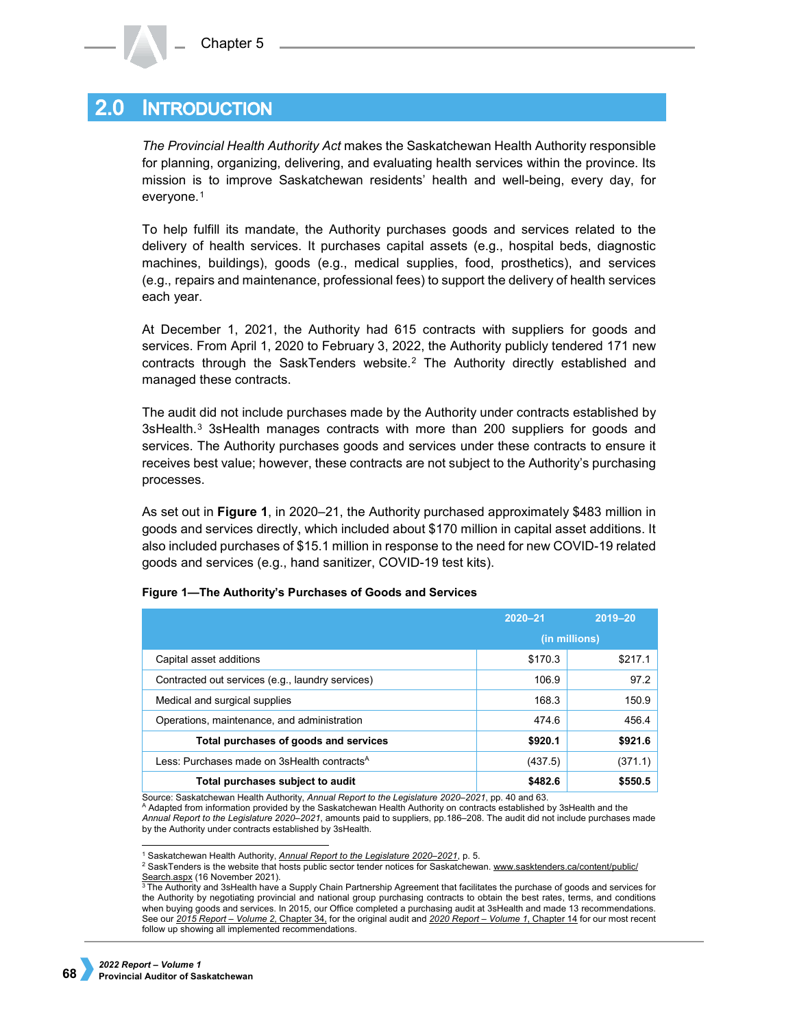## 2.0 Introduction

*The Provincial Health Authority Act* makes the Saskatchewan Health Authority responsible for planning, organizing, delivering, and evaluating health services within the province. Its mission is to improve Saskatchewan residents' health and well-being, every day, for everyone.[1]

To help fulfill its mandate, the Authority purchases goods and services related to the delivery of health services. It purchases capital assets (e.g., hospital beds, diagnostic machines, buildings), goods (e.g., medical supplies, food, prosthetics), and services (e.g., repairs and maintenance, professional fees) to support the delivery of health services each year.

At December 1, 2021, the Authority had 615 contracts with suppliers for goods and services. From April 1, 2020 to February 3, 2022, the Authority publicly tendered 171 new contracts through the SaskTenders website.[2] The Authority directly established and managed these contracts.

The audit did not include purchases made by the Authority under contracts established by 3sHealth.[3] 3sHealth manages contracts with more than 200 suppliers for goods and services. The Authority purchases goods and services under these contracts to ensure it receives best value; however, these contracts are not subject to the Authority's purchasing processes.

As set out in **Figure 1**, in 2020–21, the Authority purchased approximately $483 million in goods and services directly, which included about $170 million in capital asset additions. It also included purchases of $15.1 million in response to the need for new COVID-19 related goods and services (e.g., hand sanitizer, COVID-19 test kits).

**Figure 1—The Authority's Purchases of Goods and Services**

| | 2020–21 | 2019–20 |
|---|---|---|
| | (in millions) | |
| Capital asset additions | $170.3 | $217.1 |
| Contracted out services (e.g., laundry services) | 106.9 | 97.2 |
| Medical and surgical supplies | 168.3 | 150.9 |
| Operations, maintenance, and administration | 474.6 | 456.4 |
| **Total purchases of goods and services** | **$920.1** | **$921.6** |
| Less: Purchases made on 3sHealth contracts[A] | (437.5) | (371.1) |
| **Total purchases subject to audit** | **$482.6** | **$550.5** |

Source: Saskatchewan Health Authority, *Annual Report to the Legislature 2020–2021*, pp. 40 and 63.
[A] Adapted from information provided by the Saskatchewan Health Authority on contracts established by 3sHealth and the *Annual Report to the Legislature 2020–2021*, amounts paid to suppliers, pp.186–208. The audit did not include purchases made by the Authority under contracts established by 3sHealth.

[1] Saskatchewan Health Authority, *Annual Report to the Legislature 2020–2021*, p. 5.
[2] SaskTenders is the website that hosts public sector tender notices for Saskatchewan. www.sasktenders.ca/content/public/Search.aspx (16 November 2021).
[3] The Authority and 3sHealth have a Supply Chain Partnership Agreement that facilitates the purchase of goods and services for the Authority by negotiating provincial and national group purchasing contracts to obtain the best rates, terms, and conditions when buying goods and services. In 2015, our Office completed a purchasing audit at 3sHealth and made 13 recommendations. See our *2015 Report – Volume 2*, Chapter 34, for the original audit and *2020 Report – Volume 1*, Chapter 14 for our most recent follow up showing all implemented recommendations.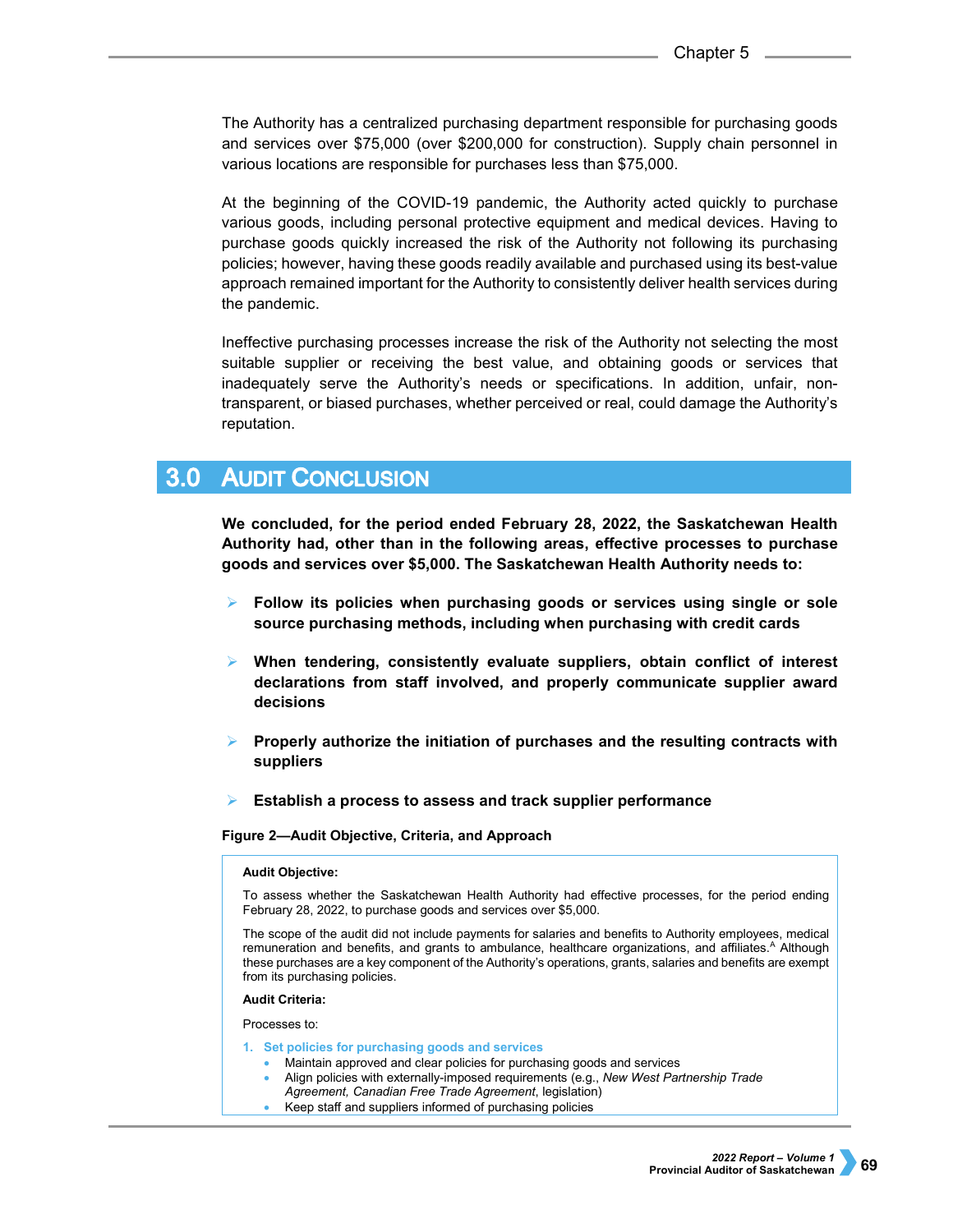The Authority has a centralized purchasing department responsible for purchasing goods and services over $75,000 (over $200,000 for construction). Supply chain personnel in various locations are responsible for purchases less than $75,000.

At the beginning of the COVID-19 pandemic, the Authority acted quickly to purchase various goods, including personal protective equipment and medical devices. Having to purchase goods quickly increased the risk of the Authority not following its purchasing policies; however, having these goods readily available and purchased using its best-value approach remained important for the Authority to consistently deliver health services during the pandemic.

Ineffective purchasing processes increase the risk of the Authority not selecting the most suitable supplier or receiving the best value, and obtaining goods or services that inadequately serve the Authority's needs or specifications. In addition, unfair, non-transparent, or biased purchases, whether perceived or real, could damage the Authority's reputation.

## 3.0 Audit Conclusion

**We concluded, for the period ended February 28, 2022, the Saskatchewan Health Authority had, other than in the following areas, effective processes to purchase goods and services over $5,000. The Saskatchewan Health Authority needs to:**

- **Follow its policies when purchasing goods or services using single or sole source purchasing methods, including when purchasing with credit cards**
- **When tendering, consistently evaluate suppliers, obtain conflict of interest declarations from staff involved, and properly communicate supplier award decisions**
- **Properly authorize the initiation of purchases and the resulting contracts with suppliers**
- **Establish a process to assess and track supplier performance**

**Figure 2—Audit Objective, Criteria, and Approach**

**Audit Objective:**

To assess whether the Saskatchewan Health Authority had effective processes, for the period ending February 28, 2022, to purchase goods and services over $5,000.

The scope of the audit did not include payments for salaries and benefits to Authority employees, medical remuneration and benefits, and grants to ambulance, healthcare organizations, and affiliates.[A] Although these purchases are a key component of the Authority's operations, grants, salaries and benefits are exempt from its purchasing policies.

**Audit Criteria:**

Processes to:

1. **Set policies for purchasing goods and services**
   - Maintain approved and clear policies for purchasing goods and services
   - Align policies with externally-imposed requirements (e.g., *New West Partnership Trade Agreement, Canadian Free Trade Agreement*, legislation)
   - Keep staff and suppliers informed of purchasing policies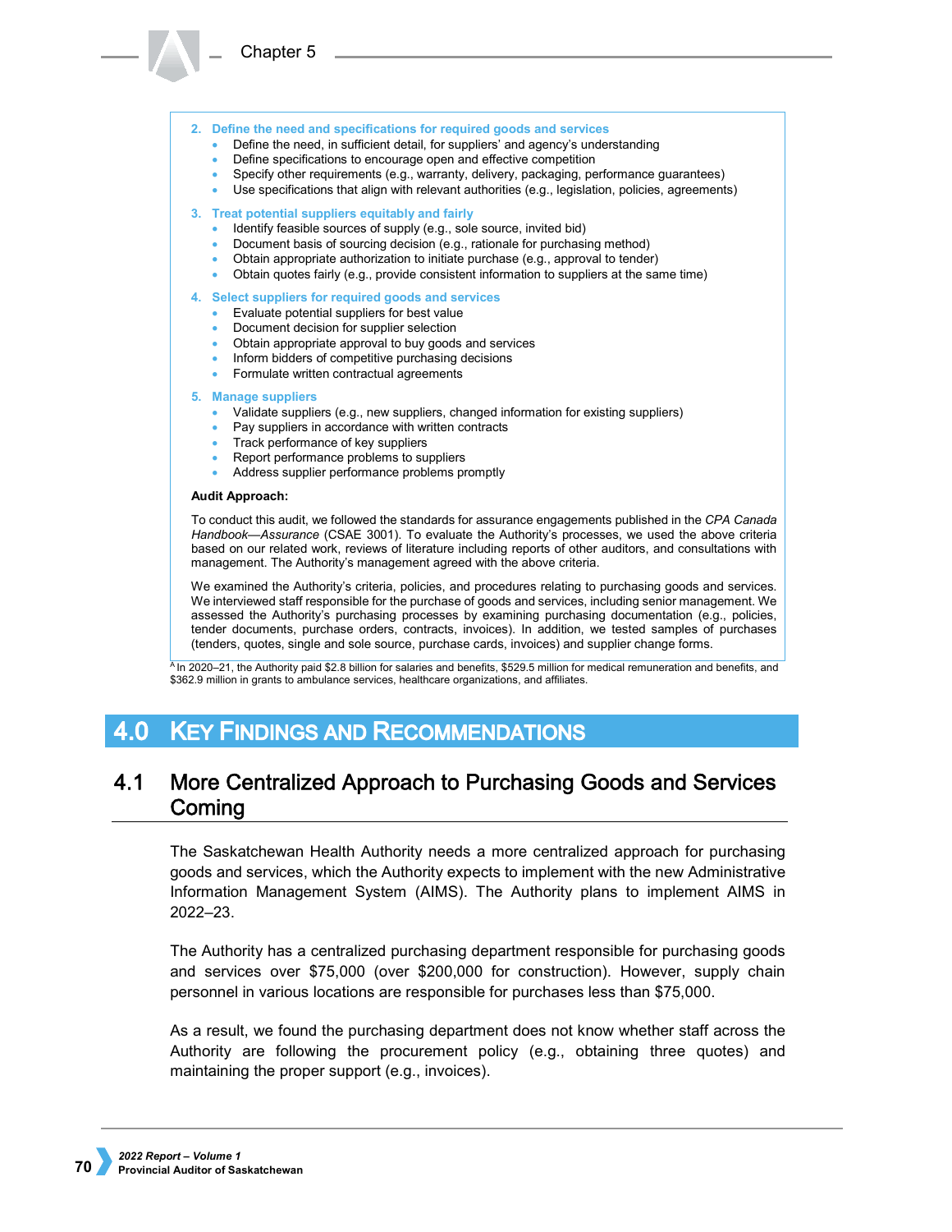2. **Define the need and specifications for required goods and services**
   - Define the need, in sufficient detail, for suppliers' and agency's understanding
   - Define specifications to encourage open and effective competition
   - Specify other requirements (e.g., warranty, delivery, packaging, performance guarantees)
   - Use specifications that align with relevant authorities (e.g., legislation, policies, agreements)

3. **Treat potential suppliers equitably and fairly**
   - Identify feasible sources of supply (e.g., sole source, invited bid)
   - Document basis of sourcing decision (e.g., rationale for purchasing method)
   - Obtain appropriate authorization to initiate purchase (e.g., approval to tender)
   - Obtain quotes fairly (e.g., provide consistent information to suppliers at the same time)

4. **Select suppliers for required goods and services**
   - Evaluate potential suppliers for best value
   - Document decision for supplier selection
   - Obtain appropriate approval to buy goods and services
   - Inform bidders of competitive purchasing decisions
   - Formulate written contractual agreements

5. **Manage suppliers**
   - Validate suppliers (e.g., new suppliers, changed information for existing suppliers)
   - Pay suppliers in accordance with written contracts
   - Track performance of key suppliers
   - Report performance problems to suppliers
   - Address supplier performance problems promptly

**Audit Approach:**

To conduct this audit, we followed the standards for assurance engagements published in the *CPA Canada Handbook—Assurance* (CSAE 3001). To evaluate the Authority's processes, we used the above criteria based on our related work, reviews of literature including reports of other auditors, and consultations with management. The Authority's management agreed with the above criteria.

We examined the Authority's criteria, policies, and procedures relating to purchasing goods and services. We interviewed staff responsible for the purchase of goods and services, including senior management. We assessed the Authority's purchasing processes by examining purchasing documentation (e.g., policies, tender documents, purchase orders, contracts, invoices). In addition, we tested samples of purchases (tenders, quotes, single and sole source, purchase cards, invoices) and supplier change forms.

[A] In 2020–21, the Authority paid $2.8 billion for salaries and benefits, $529.5 million for medical remuneration and benefits, and $362.9 million in grants to ambulance services, healthcare organizations, and affiliates.

# 4.0 Key Findings and Recommendations

## 4.1 More Centralized Approach to Purchasing Goods and Services Coming

The Saskatchewan Health Authority needs a more centralized approach for purchasing goods and services, which the Authority expects to implement with the new Administrative Information Management System (AIMS). The Authority plans to implement AIMS in 2022–23.

The Authority has a centralized purchasing department responsible for purchasing goods and services over $75,000 (over $200,000 for construction). However, supply chain personnel in various locations are responsible for purchases less than $75,000.

As a result, we found the purchasing department does not know whether staff across the Authority are following the procurement policy (e.g., obtaining three quotes) and maintaining the proper support (e.g., invoices).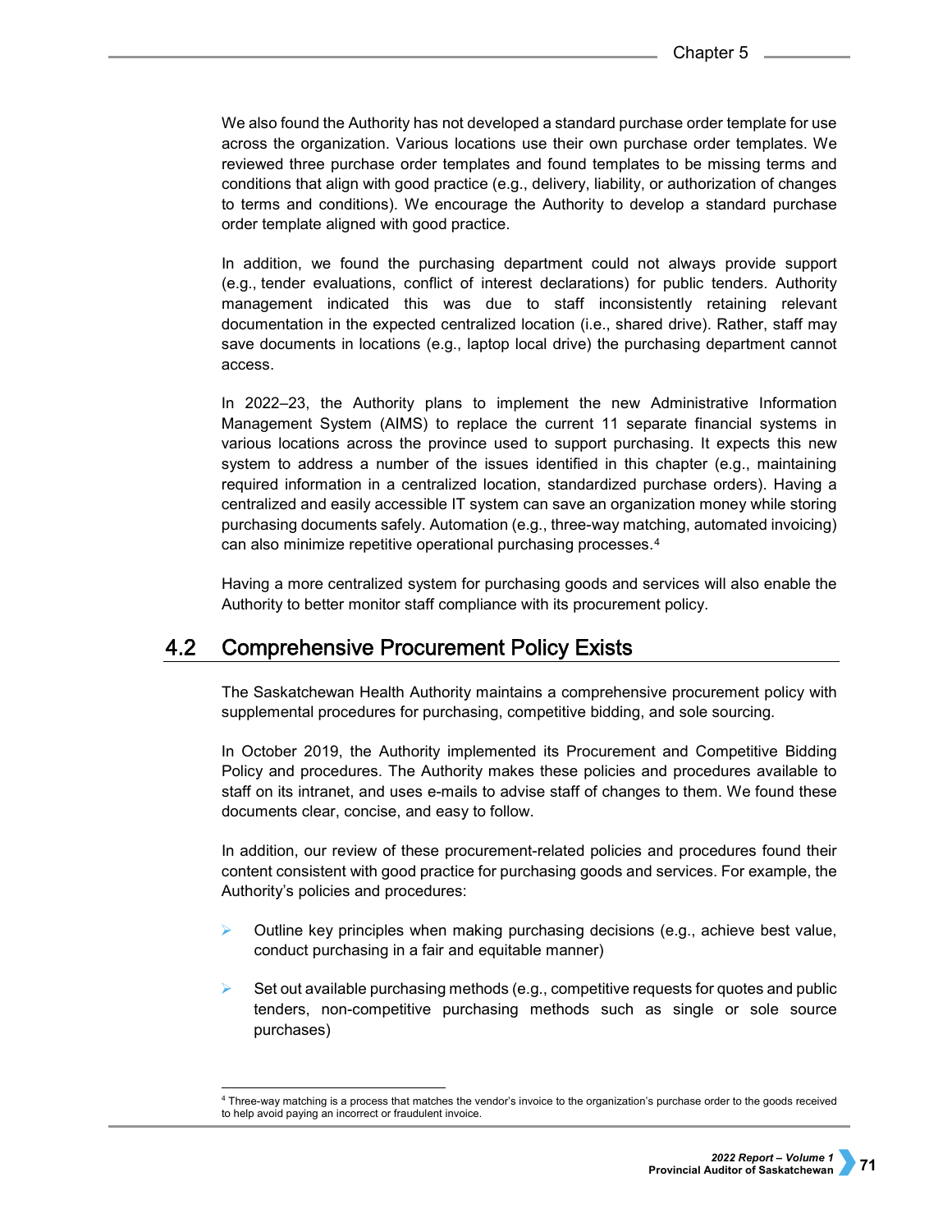We also found the Authority has not developed a standard purchase order template for use across the organization. Various locations use their own purchase order templates. We reviewed three purchase order templates and found templates to be missing terms and conditions that align with good practice (e.g., delivery, liability, or authorization of changes to terms and conditions). We encourage the Authority to develop a standard purchase order template aligned with good practice.

In addition, we found the purchasing department could not always provide support (e.g., tender evaluations, conflict of interest declarations) for public tenders. Authority management indicated this was due to staff inconsistently retaining relevant documentation in the expected centralized location (i.e., shared drive). Rather, staff may save documents in locations (e.g., laptop local drive) the purchasing department cannot access.

In 2022–23, the Authority plans to implement the new Administrative Information Management System (AIMS) to replace the current 11 separate financial systems in various locations across the province used to support purchasing. It expects this new system to address a number of the issues identified in this chapter (e.g., maintaining required information in a centralized location, standardized purchase orders). Having a centralized and easily accessible IT system can save an organization money while storing purchasing documents safely. Automation (e.g., three-way matching, automated invoicing) can also minimize repetitive operational purchasing processes.[4]

Having a more centralized system for purchasing goods and services will also enable the Authority to better monitor staff compliance with its procurement policy.

## 4.2 Comprehensive Procurement Policy Exists

The Saskatchewan Health Authority maintains a comprehensive procurement policy with supplemental procedures for purchasing, competitive bidding, and sole sourcing.

In October 2019, the Authority implemented its Procurement and Competitive Bidding Policy and procedures. The Authority makes these policies and procedures available to staff on its intranet, and uses e-mails to advise staff of changes to them. We found these documents clear, concise, and easy to follow.

In addition, our review of these procurement-related policies and procedures found their content consistent with good practice for purchasing goods and services. For example, the Authority's policies and procedures:

- Outline key principles when making purchasing decisions (e.g., achieve best value, conduct purchasing in a fair and equitable manner)
- Set out available purchasing methods (e.g., competitive requests for quotes and public tenders, non-competitive purchasing methods such as single or sole source purchases)

[4] Three-way matching is a process that matches the vendor's invoice to the organization's purchase order to the goods received to help avoid paying an incorrect or fraudulent invoice.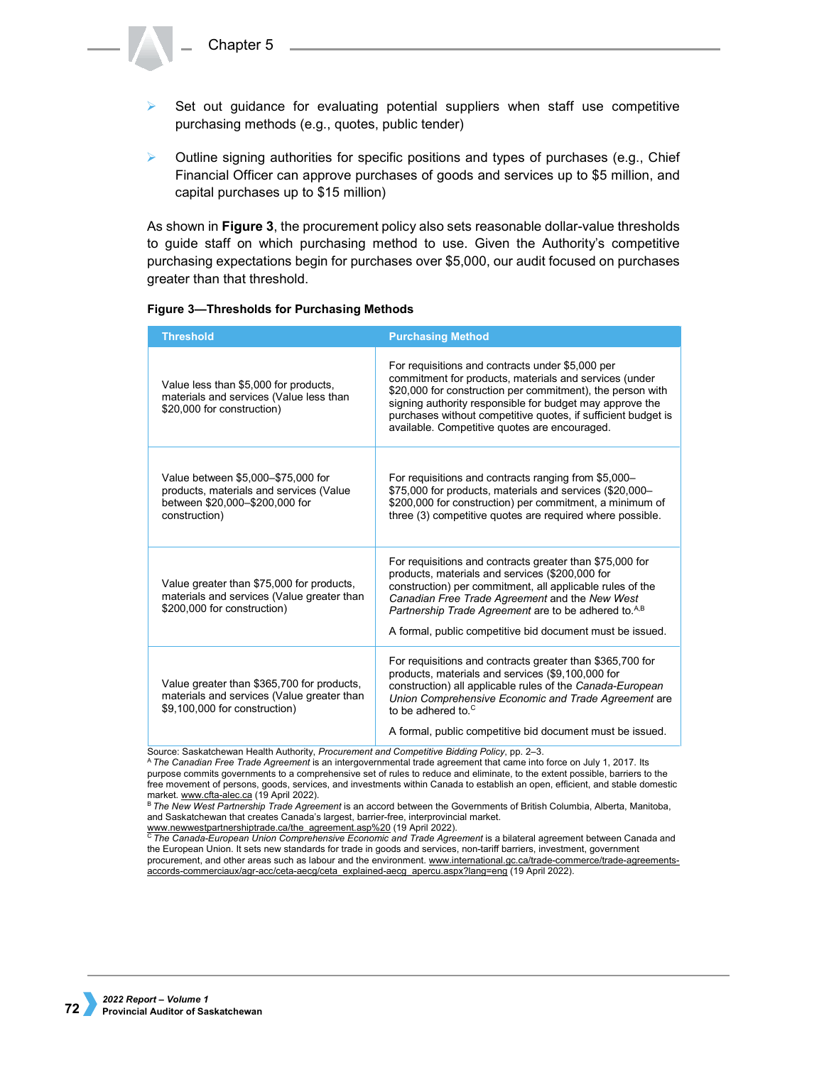- Set out guidance for evaluating potential suppliers when staff use competitive purchasing methods (e.g., quotes, public tender)
- Outline signing authorities for specific positions and types of purchases (e.g., Chief Financial Officer can approve purchases of goods and services up to $5 million, and capital purchases up to $15 million)

As shown in **Figure 3**, the procurement policy also sets reasonable dollar-value thresholds to guide staff on which purchasing method to use. Given the Authority's competitive purchasing expectations begin for purchases over $5,000, our audit focused on purchases greater than that threshold.

**Figure 3—Thresholds for Purchasing Methods**

| Threshold | Purchasing Method |
|---|---|
| Value less than $5,000 for products, materials and services (Value less than $20,000 for construction) | For requisitions and contracts under $5,000 per commitment for products, materials and services (under $20,000 for construction per commitment), the person with signing authority responsible for budget may approve the purchases without competitive quotes, if sufficient budget is available. Competitive quotes are encouraged. |
| Value between $5,000–$75,000 for products, materials and services (Value between $20,000–$200,000 for construction) | For requisitions and contracts ranging from $5,000–$75,000 for products, materials and services ($20,000–$200,000 for construction) per commitment, a minimum of three (3) competitive quotes are required where possible. |
| Value greater than $75,000 for products, materials and services (Value greater than $200,000 for construction) | For requisitions and contracts greater than $75,000 for products, materials and services ($200,000 for construction) per commitment, all applicable rules of the *Canadian Free Trade Agreement* and the *New West Partnership Trade Agreement* are to be adhered to.[A,B]<br><br>A formal, public competitive bid document must be issued. |
| Value greater than $365,700 for products, materials and services (Value greater than $9,100,000 for construction) | For requisitions and contracts greater than $365,700 for products, materials and services ($9,100,000 for construction) all applicable rules of the *Canada-European Union Comprehensive Economic and Trade Agreement* are to be adhered to.[C]<br><br>A formal, public competitive bid document must be issued. |

Source: Saskatchewan Health Authority, *Procurement and Competitive Bidding Policy*, pp. 2–3.
[A] *The Canadian Free Trade Agreement* is an intergovernmental trade agreement that came into force on July 1, 2017. Its purpose commits governments to a comprehensive set of rules to reduce and eliminate, to the extent possible, barriers to the free movement of persons, goods, services, and investments within Canada to establish an open, efficient, and stable domestic market. www.cfta-alec.ca (19 April 2022).
[B] *The New West Partnership Trade Agreement* is an accord between the Governments of British Columbia, Alberta, Manitoba, and Saskatchewan that creates Canada's largest, barrier-free, interprovincial market. www.newwestpartnershiptrade.ca/the_agreement.asp%20 (19 April 2022).
[C] *The Canada-European Union Comprehensive Economic and Trade Agreement* is a bilateral agreement between Canada and the European Union. It sets new standards for trade in goods and services, non-tariff barriers, investment, government procurement, and other areas such as labour and the environment. www.international.gc.ca/trade-commerce/trade-agreements-accords-commerciaux/agr-acc/ceta-aecg/ceta_explained-aecg_apercu.aspx?lang=eng (19 April 2022).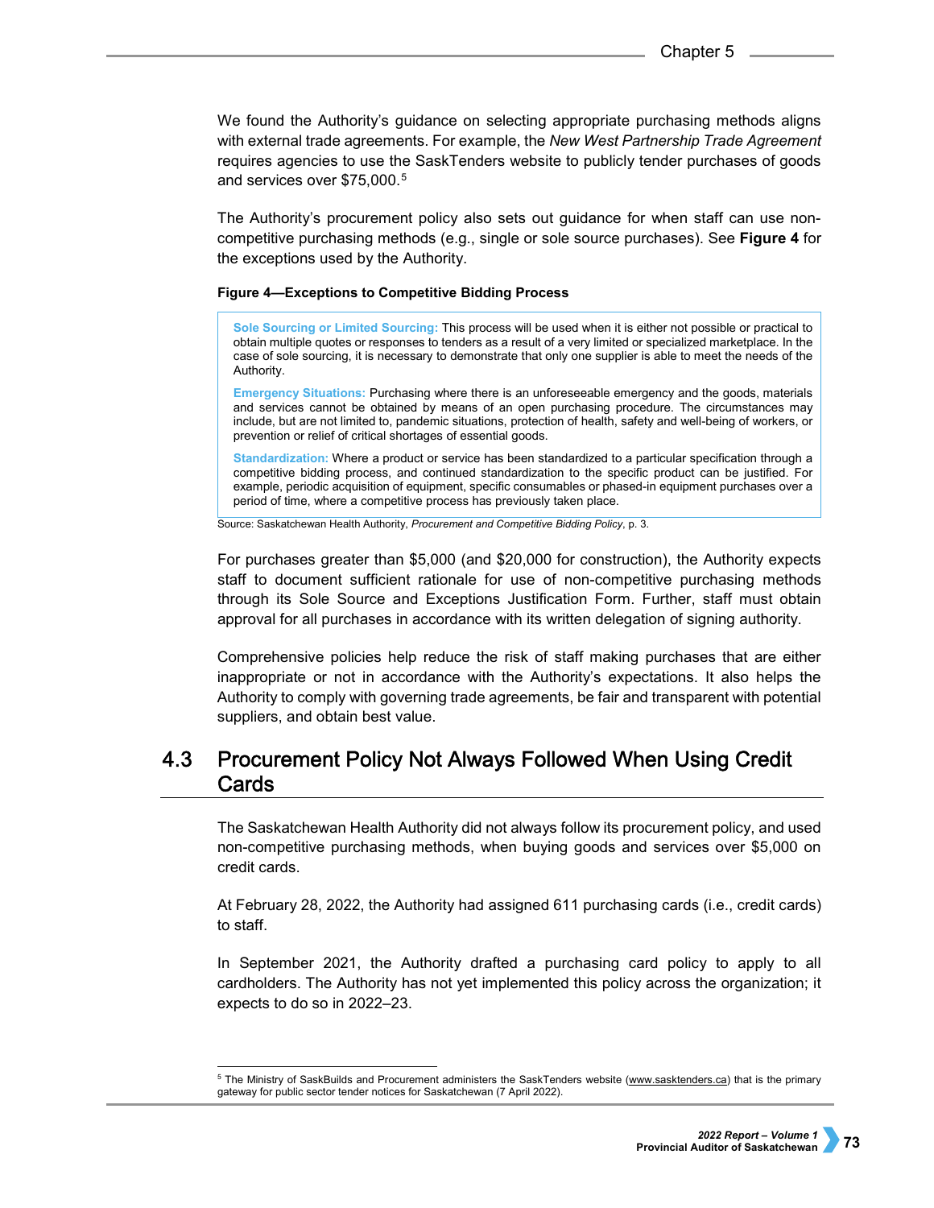We found the Authority's guidance on selecting appropriate purchasing methods aligns with external trade agreements. For example, the *New West Partnership Trade Agreement* requires agencies to use the SaskTenders website to publicly tender purchases of goods and services over $75,000.[5]

The Authority's procurement policy also sets out guidance for when staff can use non-competitive purchasing methods (e.g., single or sole source purchases). See **Figure 4** for the exceptions used by the Authority.

**Figure 4—Exceptions to Competitive Bidding Process**

> **Sole Sourcing or Limited Sourcing:** This process will be used when it is either not possible or practical to obtain multiple quotes or responses to tenders as a result of a very limited or specialized marketplace. In the case of sole sourcing, it is necessary to demonstrate that only one supplier is able to meet the needs of the Authority.
>
> **Emergency Situations:** Purchasing where there is an unforeseeable emergency and the goods, materials and services cannot be obtained by means of an open purchasing procedure. The circumstances may include, but are not limited to, pandemic situations, protection of health, safety and well-being of workers, or prevention or relief of critical shortages of essential goods.
>
> **Standardization:** Where a product or service has been standardized to a particular specification through a competitive bidding process, and continued standardization to the specific product can be justified. For example, periodic acquisition of equipment, specific consumables or phased-in equipment purchases over a period of time, where a competitive process has previously taken place.

Source: Saskatchewan Health Authority, *Procurement and Competitive Bidding Policy*, p. 3.

For purchases greater than $5,000 (and $20,000 for construction), the Authority expects staff to document sufficient rationale for use of non-competitive purchasing methods through its Sole Source and Exceptions Justification Form. Further, staff must obtain approval for all purchases in accordance with its written delegation of signing authority.

Comprehensive policies help reduce the risk of staff making purchases that are either inappropriate or not in accordance with the Authority's expectations. It also helps the Authority to comply with governing trade agreements, be fair and transparent with potential suppliers, and obtain best value.

## 4.3 Procurement Policy Not Always Followed When Using Credit Cards

The Saskatchewan Health Authority did not always follow its procurement policy, and used non-competitive purchasing methods, when buying goods and services over $5,000 on credit cards.

At February 28, 2022, the Authority had assigned 611 purchasing cards (i.e., credit cards) to staff.

In September 2021, the Authority drafted a purchasing card policy to apply to all cardholders. The Authority has not yet implemented this policy across the organization; it expects to do so in 2022–23.

---

[5] The Ministry of SaskBuilds and Procurement administers the SaskTenders website (www.sasktenders.ca) that is the primary gateway for public sector tender notices for Saskatchewan (7 April 2022).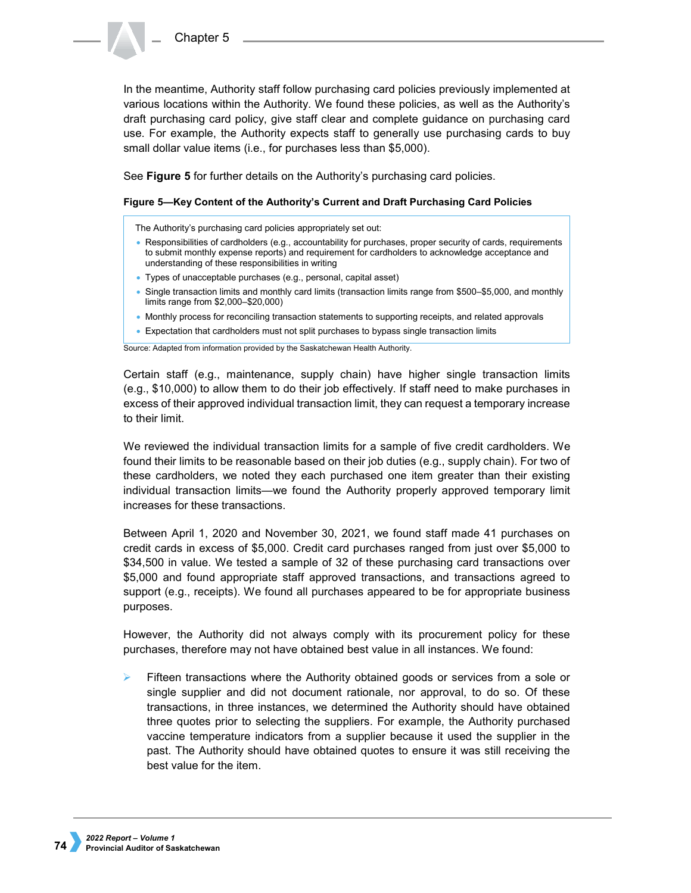In the meantime, Authority staff follow purchasing card policies previously implemented at various locations within the Authority. We found these policies, as well as the Authority's draft purchasing card policy, give staff clear and complete guidance on purchasing card use. For example, the Authority expects staff to generally use purchasing cards to buy small dollar value items (i.e., for purchases less than $5,000).

See **Figure 5** for further details on the Authority's purchasing card policies.

**Figure 5—Key Content of the Authority's Current and Draft Purchasing Card Policies**

The Authority's purchasing card policies appropriately set out:

- Responsibilities of cardholders (e.g., accountability for purchases, proper security of cards, requirements to submit monthly expense reports) and requirement for cardholders to acknowledge acceptance and understanding of these responsibilities in writing
- Types of unacceptable purchases (e.g., personal, capital asset)
- Single transaction limits and monthly card limits (transaction limits range from $500–$5,000, and monthly limits range from $2,000–$20,000)
- Monthly process for reconciling transaction statements to supporting receipts, and related approvals
- Expectation that cardholders must not split purchases to bypass single transaction limits

Source: Adapted from information provided by the Saskatchewan Health Authority.

Certain staff (e.g., maintenance, supply chain) have higher single transaction limits (e.g., $10,000) to allow them to do their job effectively. If staff need to make purchases in excess of their approved individual transaction limit, they can request a temporary increase to their limit.

We reviewed the individual transaction limits for a sample of five credit cardholders. We found their limits to be reasonable based on their job duties (e.g., supply chain). For two of these cardholders, we noted they each purchased one item greater than their existing individual transaction limits—we found the Authority properly approved temporary limit increases for these transactions.

Between April 1, 2020 and November 30, 2021, we found staff made 41 purchases on credit cards in excess of $5,000. Credit card purchases ranged from just over $5,000 to $34,500 in value. We tested a sample of 32 of these purchasing card transactions over $5,000 and found appropriate staff approved transactions, and transactions agreed to support (e.g., receipts). We found all purchases appeared to be for appropriate business purposes.

However, the Authority did not always comply with its procurement policy for these purchases, therefore may not have obtained best value in all instances. We found:

- Fifteen transactions where the Authority obtained goods or services from a sole or single supplier and did not document rationale, nor approval, to do so. Of these transactions, in three instances, we determined the Authority should have obtained three quotes prior to selecting the suppliers. For example, the Authority purchased vaccine temperature indicators from a supplier because it used the supplier in the past. The Authority should have obtained quotes to ensure it was still receiving the best value for the item.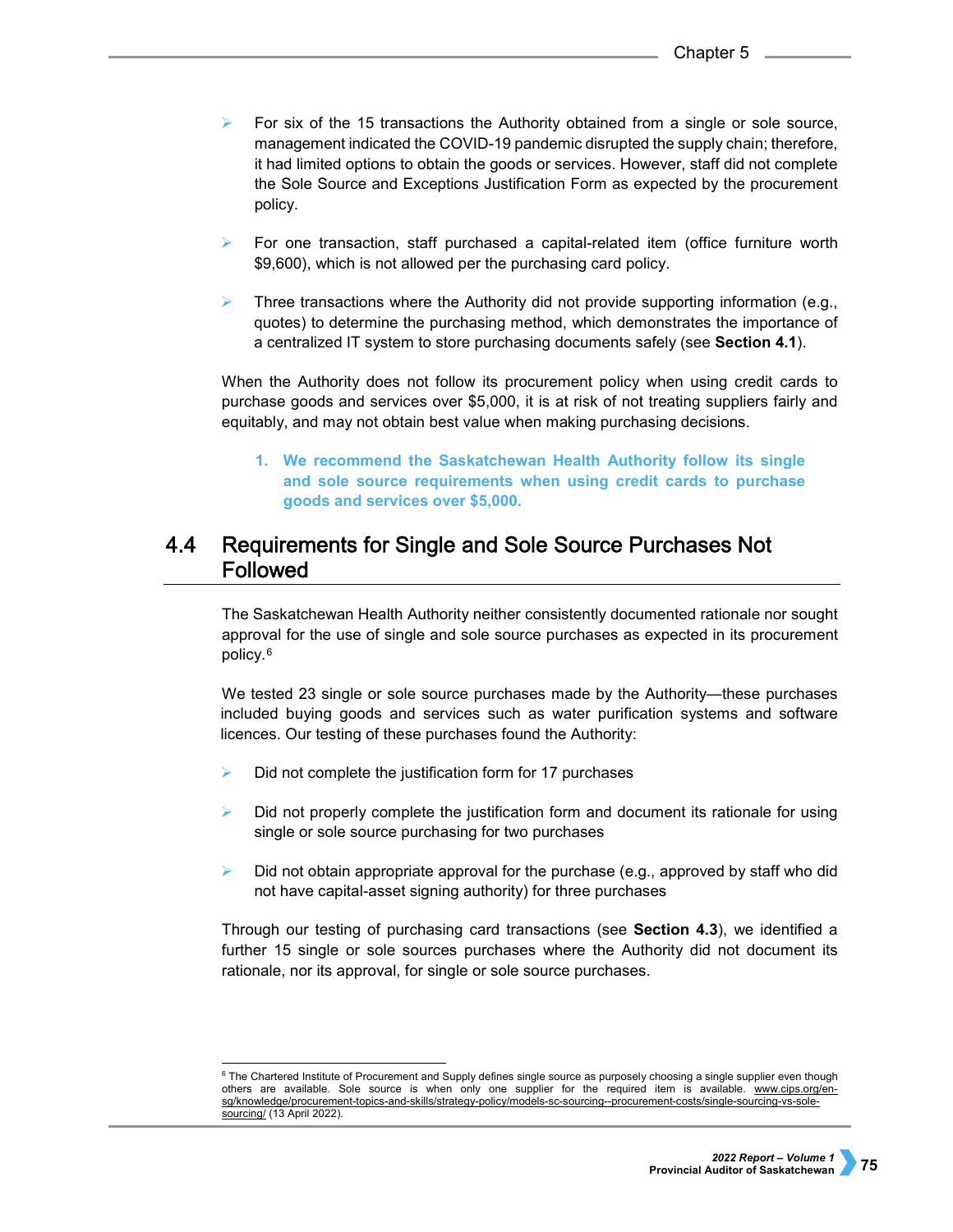- For six of the 15 transactions the Authority obtained from a single or sole source, management indicated the COVID-19 pandemic disrupted the supply chain; therefore, it had limited options to obtain the goods or services. However, staff did not complete the Sole Source and Exceptions Justification Form as expected by the procurement policy.

- For one transaction, staff purchased a capital-related item (office furniture worth $9,600), which is not allowed per the purchasing card policy.

- Three transactions where the Authority did not provide supporting information (e.g., quotes) to determine the purchasing method, which demonstrates the importance of a centralized IT system to store purchasing documents safely (see **Section 4.1**).

When the Authority does not follow its procurement policy when using credit cards to purchase goods and services over $5,000, it is at risk of not treating suppliers fairly and equitably, and may not obtain best value when making purchasing decisions.

> **1. We recommend the Saskatchewan Health Authority follow its single and sole source requirements when using credit cards to purchase goods and services over $5,000.**

## 4.4 Requirements for Single and Sole Source Purchases Not Followed

The Saskatchewan Health Authority neither consistently documented rationale nor sought approval for the use of single and sole source purchases as expected in its procurement policy.[6]

We tested 23 single or sole source purchases made by the Authority—these purchases included buying goods and services such as water purification systems and software licences. Our testing of these purchases found the Authority:

- Did not complete the justification form for 17 purchases

- Did not properly complete the justification form and document its rationale for using single or sole source purchasing for two purchases

- Did not obtain appropriate approval for the purchase (e.g., approved by staff who did not have capital-asset signing authority) for three purchases

Through our testing of purchasing card transactions (see **Section 4.3**), we identified a further 15 single or sole sources purchases where the Authority did not document its rationale, nor its approval, for single or sole source purchases.

---

[6] The Chartered Institute of Procurement and Supply defines single source as purposely choosing a single supplier even though others are available. Sole source is when only one supplier for the required item is available. www.cips.org/en-sg/knowledge/procurement-topics-and-skills/strategy-policy/models-sc-sourcing--procurement-costs/single-sourcing-vs-sole-sourcing/ (13 April 2022).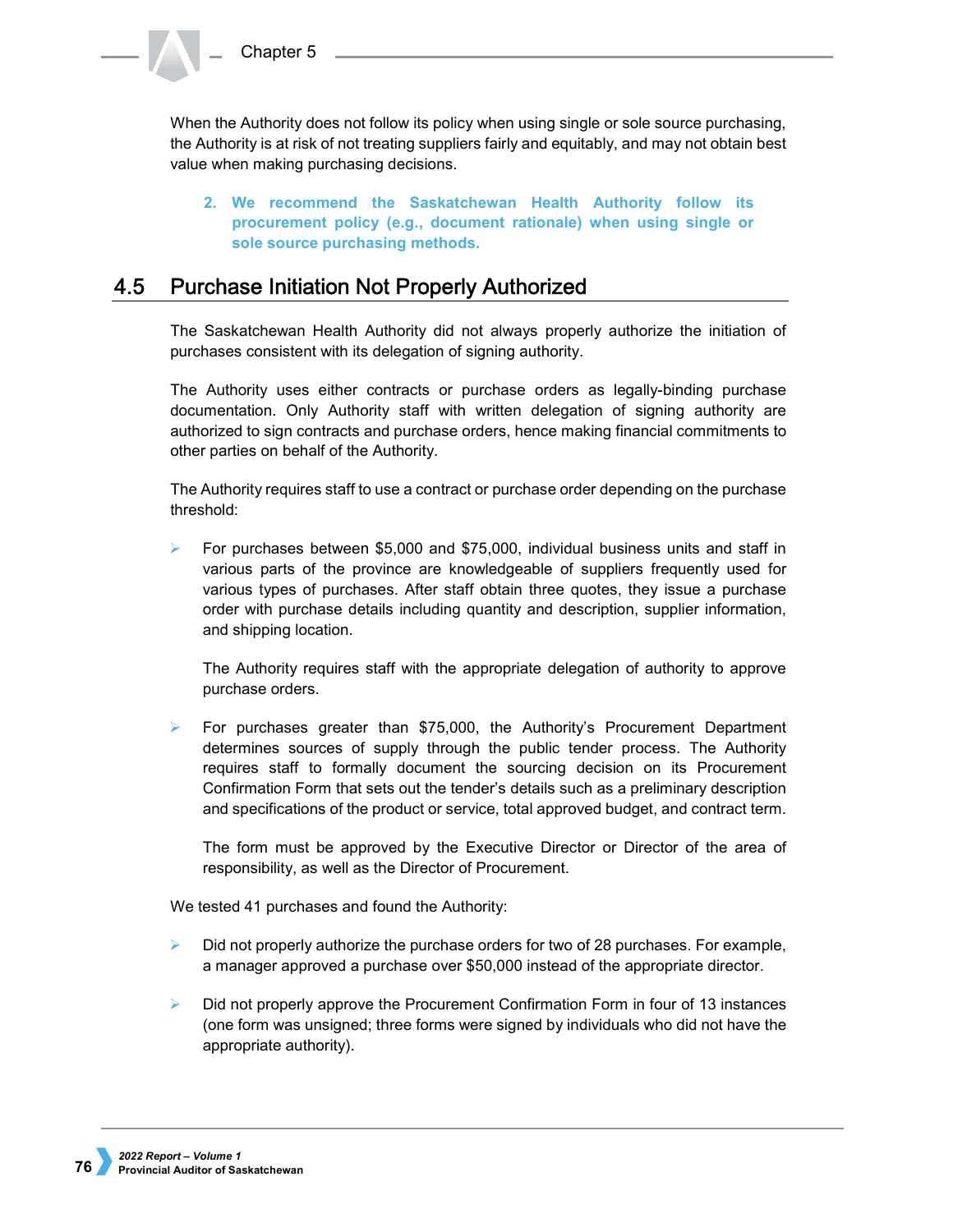When the Authority does not follow its policy when using single or sole source purchasing, the Authority is at risk of not treating suppliers fairly and equitably, and may not obtain best value when making purchasing decisions.

> **2. We recommend the Saskatchewan Health Authority follow its procurement policy (e.g., document rationale) when using single or sole source purchasing methods.**

## 4.5 Purchase Initiation Not Properly Authorized

The Saskatchewan Health Authority did not always properly authorize the initiation of purchases consistent with its delegation of signing authority.

The Authority uses either contracts or purchase orders as legally-binding purchase documentation. Only Authority staff with written delegation of signing authority are authorized to sign contracts and purchase orders, hence making financial commitments to other parties on behalf of the Authority.

The Authority requires staff to use a contract or purchase order depending on the purchase threshold:

- For purchases between $5,000 and $75,000, individual business units and staff in various parts of the province are knowledgeable of suppliers frequently used for various types of purchases. After staff obtain three quotes, they issue a purchase order with purchase details including quantity and description, supplier information, and shipping location.

  The Authority requires staff with the appropriate delegation of authority to approve purchase orders.

- For purchases greater than $75,000, the Authority's Procurement Department determines sources of supply through the public tender process. The Authority requires staff to formally document the sourcing decision on its Procurement Confirmation Form that sets out the tender's details such as a preliminary description and specifications of the product or service, total approved budget, and contract term.

  The form must be approved by the Executive Director or Director of the area of responsibility, as well as the Director of Procurement.

We tested 41 purchases and found the Authority:

- Did not properly authorize the purchase orders for two of 28 purchases. For example, a manager approved a purchase over $50,000 instead of the appropriate director.

- Did not properly approve the Procurement Confirmation Form in four of 13 instances (one form was unsigned; three forms were signed by individuals who did not have the appropriate authority).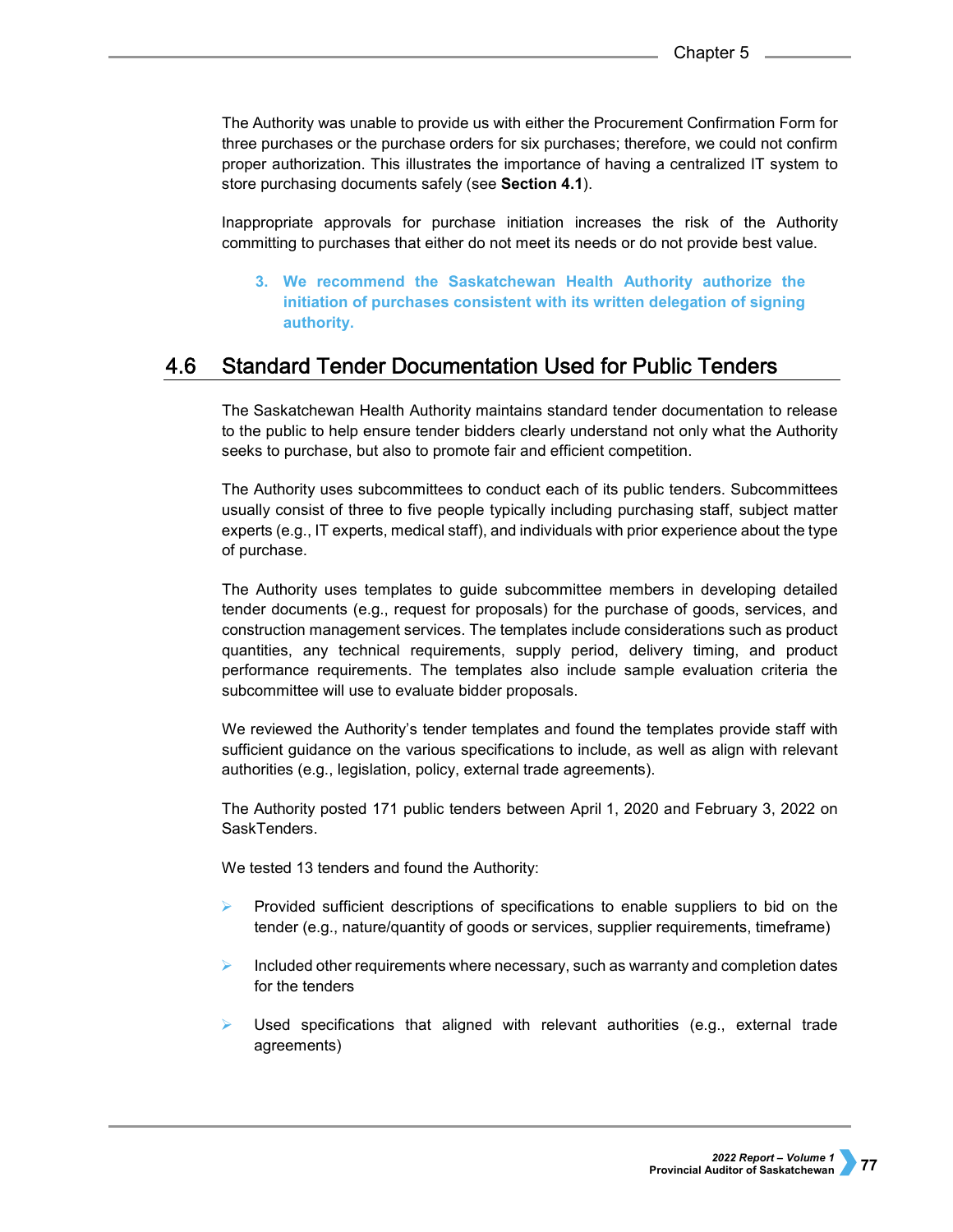The Authority was unable to provide us with either the Procurement Confirmation Form for three purchases or the purchase orders for six purchases; therefore, we could not confirm proper authorization. This illustrates the importance of having a centralized IT system to store purchasing documents safely (see **Section 4.1**).

Inappropriate approvals for purchase initiation increases the risk of the Authority committing to purchases that either do not meet its needs or do not provide best value.

> **3. We recommend the Saskatchewan Health Authority authorize the initiation of purchases consistent with its written delegation of signing authority.**

## 4.6 Standard Tender Documentation Used for Public Tenders

The Saskatchewan Health Authority maintains standard tender documentation to release to the public to help ensure tender bidders clearly understand not only what the Authority seeks to purchase, but also to promote fair and efficient competition.

The Authority uses subcommittees to conduct each of its public tenders. Subcommittees usually consist of three to five people typically including purchasing staff, subject matter experts (e.g., IT experts, medical staff), and individuals with prior experience about the type of purchase.

The Authority uses templates to guide subcommittee members in developing detailed tender documents (e.g., request for proposals) for the purchase of goods, services, and construction management services. The templates include considerations such as product quantities, any technical requirements, supply period, delivery timing, and product performance requirements. The templates also include sample evaluation criteria the subcommittee will use to evaluate bidder proposals.

We reviewed the Authority's tender templates and found the templates provide staff with sufficient guidance on the various specifications to include, as well as align with relevant authorities (e.g., legislation, policy, external trade agreements).

The Authority posted 171 public tenders between April 1, 2020 and February 3, 2022 on SaskTenders.

We tested 13 tenders and found the Authority:

- Provided sufficient descriptions of specifications to enable suppliers to bid on the tender (e.g., nature/quantity of goods or services, supplier requirements, timeframe)
- Included other requirements where necessary, such as warranty and completion dates for the tenders
- Used specifications that aligned with relevant authorities (e.g., external trade agreements)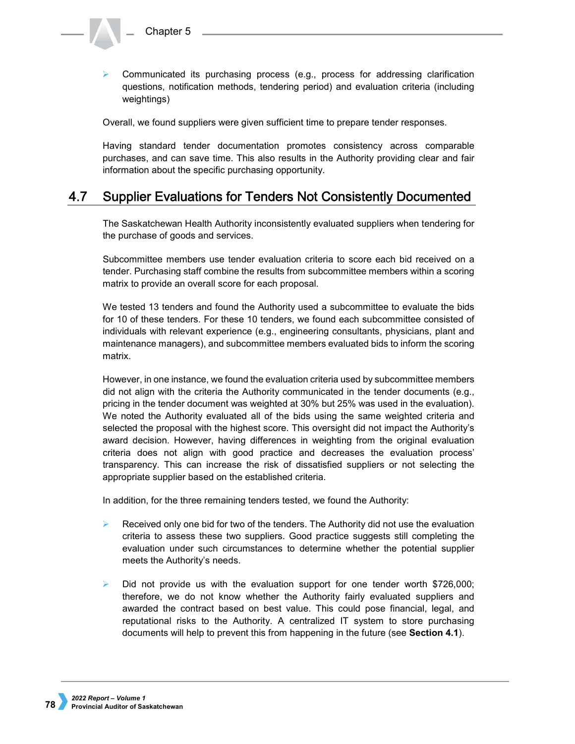- Communicated its purchasing process (e.g., process for addressing clarification questions, notification methods, tendering period) and evaluation criteria (including weightings)

Overall, we found suppliers were given sufficient time to prepare tender responses.

Having standard tender documentation promotes consistency across comparable purchases, and can save time. This also results in the Authority providing clear and fair information about the specific purchasing opportunity.

## 4.7 Supplier Evaluations for Tenders Not Consistently Documented

The Saskatchewan Health Authority inconsistently evaluated suppliers when tendering for the purchase of goods and services.

Subcommittee members use tender evaluation criteria to score each bid received on a tender. Purchasing staff combine the results from subcommittee members within a scoring matrix to provide an overall score for each proposal.

We tested 13 tenders and found the Authority used a subcommittee to evaluate the bids for 10 of these tenders. For these 10 tenders, we found each subcommittee consisted of individuals with relevant experience (e.g., engineering consultants, physicians, plant and maintenance managers), and subcommittee members evaluated bids to inform the scoring matrix.

However, in one instance, we found the evaluation criteria used by subcommittee members did not align with the criteria the Authority communicated in the tender documents (e.g., pricing in the tender document was weighted at 30% but 25% was used in the evaluation). We noted the Authority evaluated all of the bids using the same weighted criteria and selected the proposal with the highest score. This oversight did not impact the Authority's award decision. However, having differences in weighting from the original evaluation criteria does not align with good practice and decreases the evaluation process' transparency. This can increase the risk of dissatisfied suppliers or not selecting the appropriate supplier based on the established criteria.

In addition, for the three remaining tenders tested, we found the Authority:

- Received only one bid for two of the tenders. The Authority did not use the evaluation criteria to assess these two suppliers. Good practice suggests still completing the evaluation under such circumstances to determine whether the potential supplier meets the Authority's needs.

- Did not provide us with the evaluation support for one tender worth $726,000; therefore, we do not know whether the Authority fairly evaluated suppliers and awarded the contract based on best value. This could pose financial, legal, and reputational risks to the Authority. A centralized IT system to store purchasing documents will help to prevent this from happening in the future (see **Section 4.1**).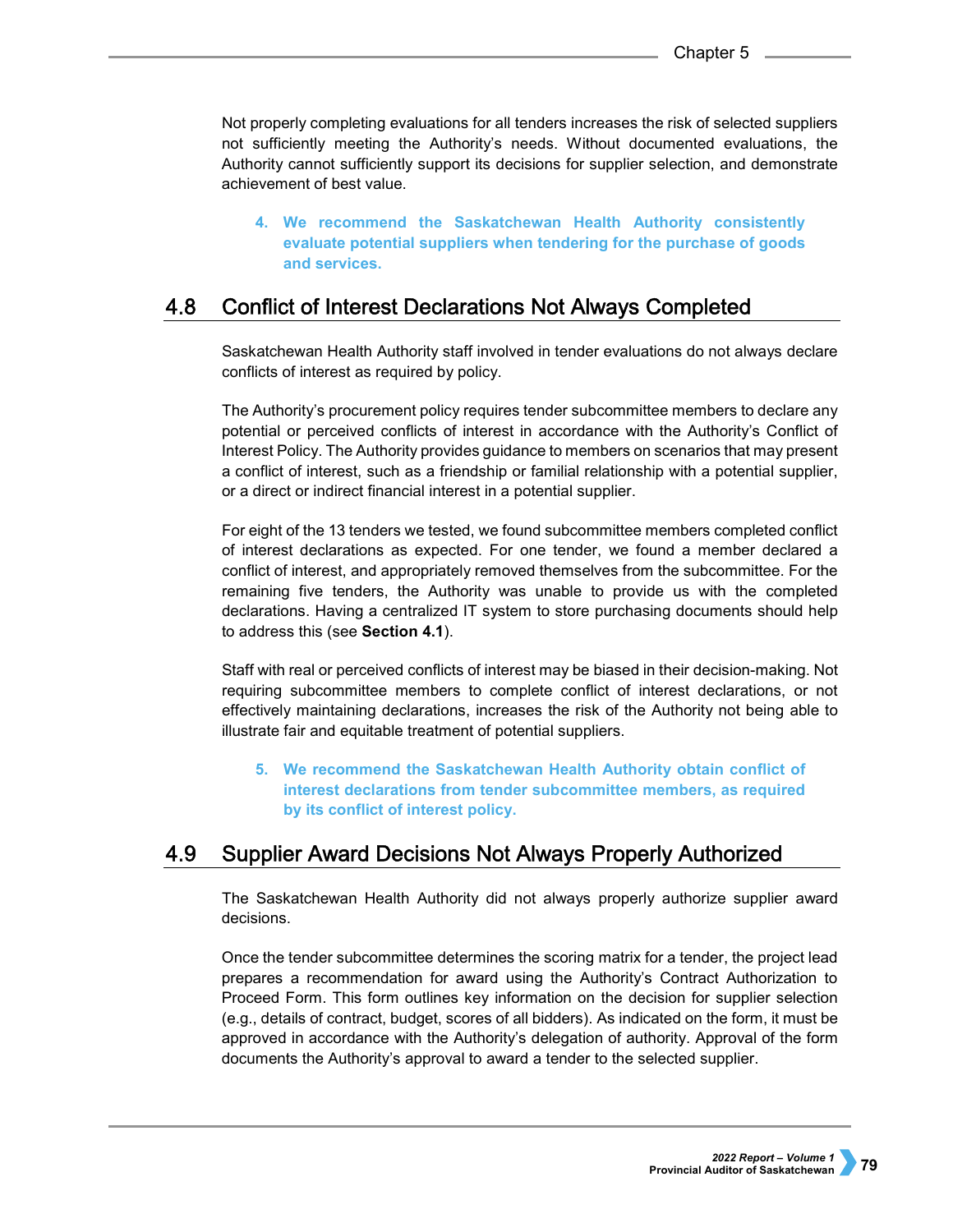Not properly completing evaluations for all tenders increases the risk of selected suppliers not sufficiently meeting the Authority's needs. Without documented evaluations, the Authority cannot sufficiently support its decisions for supplier selection, and demonstrate achievement of best value.

> **4. We recommend the Saskatchewan Health Authority consistently evaluate potential suppliers when tendering for the purchase of goods and services.**

## 4.8 Conflict of Interest Declarations Not Always Completed

Saskatchewan Health Authority staff involved in tender evaluations do not always declare conflicts of interest as required by policy.

The Authority's procurement policy requires tender subcommittee members to declare any potential or perceived conflicts of interest in accordance with the Authority's Conflict of Interest Policy. The Authority provides guidance to members on scenarios that may present a conflict of interest, such as a friendship or familial relationship with a potential supplier, or a direct or indirect financial interest in a potential supplier.

For eight of the 13 tenders we tested, we found subcommittee members completed conflict of interest declarations as expected. For one tender, we found a member declared a conflict of interest, and appropriately removed themselves from the subcommittee. For the remaining five tenders, the Authority was unable to provide us with the completed declarations. Having a centralized IT system to store purchasing documents should help to address this (see **Section 4.1**).

Staff with real or perceived conflicts of interest may be biased in their decision-making. Not requiring subcommittee members to complete conflict of interest declarations, or not effectively maintaining declarations, increases the risk of the Authority not being able to illustrate fair and equitable treatment of potential suppliers.

> **5. We recommend the Saskatchewan Health Authority obtain conflict of interest declarations from tender subcommittee members, as required by its conflict of interest policy.**

## 4.9 Supplier Award Decisions Not Always Properly Authorized

The Saskatchewan Health Authority did not always properly authorize supplier award decisions.

Once the tender subcommittee determines the scoring matrix for a tender, the project lead prepares a recommendation for award using the Authority's Contract Authorization to Proceed Form. This form outlines key information on the decision for supplier selection (e.g., details of contract, budget, scores of all bidders). As indicated on the form, it must be approved in accordance with the Authority's delegation of authority. Approval of the form documents the Authority's approval to award a tender to the selected supplier.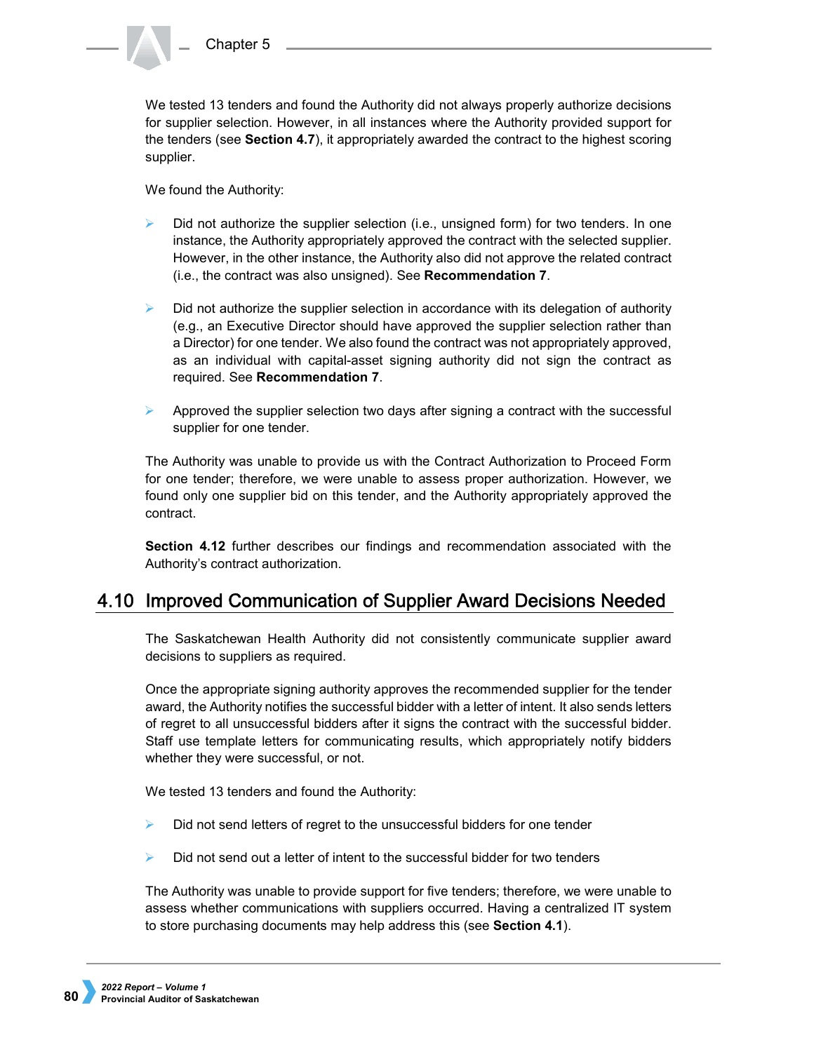We tested 13 tenders and found the Authority did not always properly authorize decisions for supplier selection. However, in all instances where the Authority provided support for the tenders (see **Section 4.7**), it appropriately awarded the contract to the highest scoring supplier.

We found the Authority:

- Did not authorize the supplier selection (i.e., unsigned form) for two tenders. In one instance, the Authority appropriately approved the contract with the selected supplier. However, in the other instance, the Authority also did not approve the related contract (i.e., the contract was also unsigned). See **Recommendation 7**.

- Did not authorize the supplier selection in accordance with its delegation of authority (e.g., an Executive Director should have approved the supplier selection rather than a Director) for one tender. We also found the contract was not appropriately approved, as an individual with capital-asset signing authority did not sign the contract as required. See **Recommendation 7**.

- Approved the supplier selection two days after signing a contract with the successful supplier for one tender.

The Authority was unable to provide us with the Contract Authorization to Proceed Form for one tender; therefore, we were unable to assess proper authorization. However, we found only one supplier bid on this tender, and the Authority appropriately approved the contract.

**Section 4.12** further describes our findings and recommendation associated with the Authority's contract authorization.

## 4.10 Improved Communication of Supplier Award Decisions Needed

The Saskatchewan Health Authority did not consistently communicate supplier award decisions to suppliers as required.

Once the appropriate signing authority approves the recommended supplier for the tender award, the Authority notifies the successful bidder with a letter of intent. It also sends letters of regret to all unsuccessful bidders after it signs the contract with the successful bidder. Staff use template letters for communicating results, which appropriately notify bidders whether they were successful, or not.

We tested 13 tenders and found the Authority:

- Did not send letters of regret to the unsuccessful bidders for one tender

- Did not send out a letter of intent to the successful bidder for two tenders

The Authority was unable to provide support for five tenders; therefore, we were unable to assess whether communications with suppliers occurred. Having a centralized IT system to store purchasing documents may help address this (see **Section 4.1**).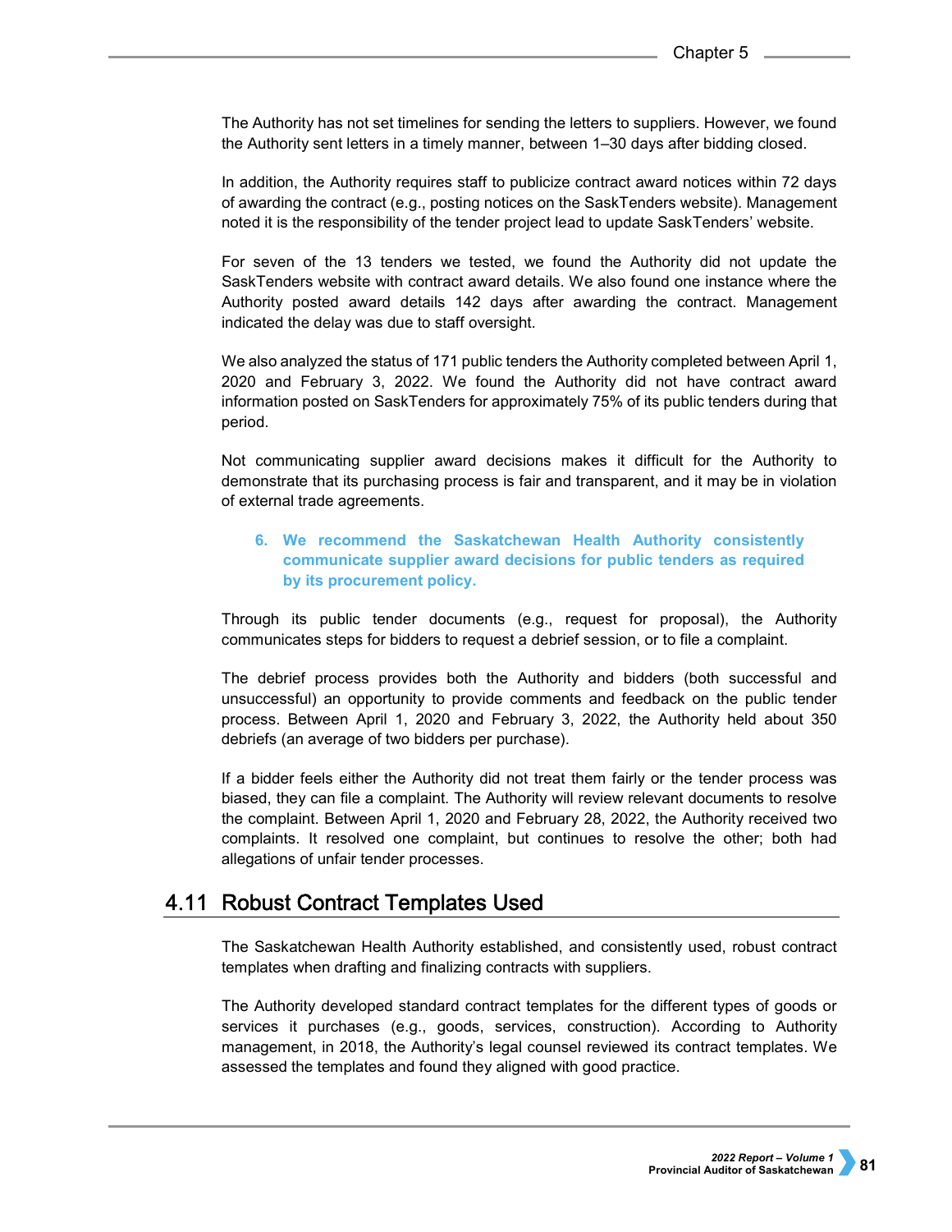The Authority has not set timelines for sending the letters to suppliers. However, we found the Authority sent letters in a timely manner, between 1–30 days after bidding closed.

In addition, the Authority requires staff to publicize contract award notices within 72 days of awarding the contract (e.g., posting notices on the SaskTenders website). Management noted it is the responsibility of the tender project lead to update SaskTenders' website.

For seven of the 13 tenders we tested, we found the Authority did not update the SaskTenders website with contract award details. We also found one instance where the Authority posted award details 142 days after awarding the contract. Management indicated the delay was due to staff oversight.

We also analyzed the status of 171 public tenders the Authority completed between April 1, 2020 and February 3, 2022. We found the Authority did not have contract award information posted on SaskTenders for approximately 75% of its public tenders during that period.

Not communicating supplier award decisions makes it difficult for the Authority to demonstrate that its purchasing process is fair and transparent, and it may be in violation of external trade agreements.

> **6. We recommend the Saskatchewan Health Authority consistently communicate supplier award decisions for public tenders as required by its procurement policy.**

Through its public tender documents (e.g., request for proposal), the Authority communicates steps for bidders to request a debrief session, or to file a complaint.

The debrief process provides both the Authority and bidders (both successful and unsuccessful) an opportunity to provide comments and feedback on the public tender process. Between April 1, 2020 and February 3, 2022, the Authority held about 350 debriefs (an average of two bidders per purchase).

If a bidder feels either the Authority did not treat them fairly or the tender process was biased, they can file a complaint. The Authority will review relevant documents to resolve the complaint. Between April 1, 2020 and February 28, 2022, the Authority received two complaints. It resolved one complaint, but continues to resolve the other; both had allegations of unfair tender processes.

## 4.11 Robust Contract Templates Used

The Saskatchewan Health Authority established, and consistently used, robust contract templates when drafting and finalizing contracts with suppliers.

The Authority developed standard contract templates for the different types of goods or services it purchases (e.g., goods, services, construction). According to Authority management, in 2018, the Authority's legal counsel reviewed its contract templates. We assessed the templates and found they aligned with good practice.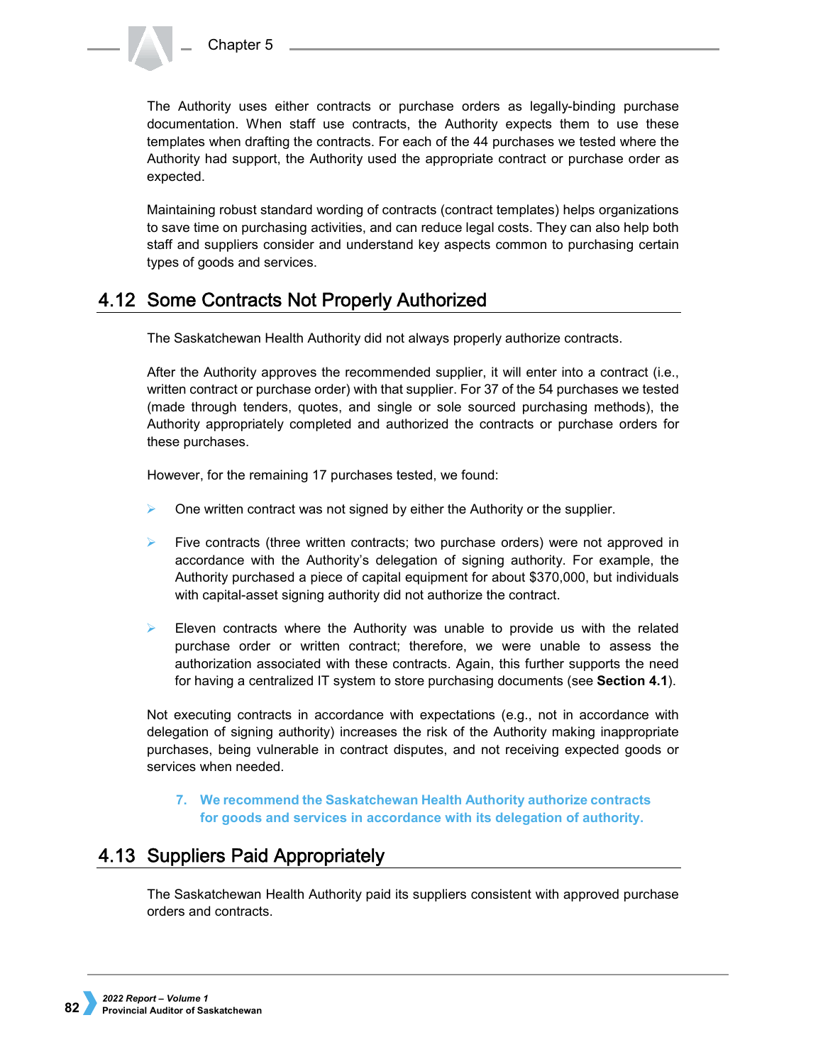The Authority uses either contracts or purchase orders as legally-binding purchase documentation. When staff use contracts, the Authority expects them to use these templates when drafting the contracts. For each of the 44 purchases we tested where the Authority had support, the Authority used the appropriate contract or purchase order as expected.

Maintaining robust standard wording of contracts (contract templates) helps organizations to save time on purchasing activities, and can reduce legal costs. They can also help both staff and suppliers consider and understand key aspects common to purchasing certain types of goods and services.

## 4.12 Some Contracts Not Properly Authorized

The Saskatchewan Health Authority did not always properly authorize contracts.

After the Authority approves the recommended supplier, it will enter into a contract (i.e., written contract or purchase order) with that supplier. For 37 of the 54 purchases we tested (made through tenders, quotes, and single or sole sourced purchasing methods), the Authority appropriately completed and authorized the contracts or purchase orders for these purchases.

However, for the remaining 17 purchases tested, we found:

- One written contract was not signed by either the Authority or the supplier.
- Five contracts (three written contracts; two purchase orders) were not approved in accordance with the Authority's delegation of signing authority. For example, the Authority purchased a piece of capital equipment for about $370,000, but individuals with capital-asset signing authority did not authorize the contract.
- Eleven contracts where the Authority was unable to provide us with the related purchase order or written contract; therefore, we were unable to assess the authorization associated with these contracts. Again, this further supports the need for having a centralized IT system to store purchasing documents (see **Section 4.1**).

Not executing contracts in accordance with expectations (e.g., not in accordance with delegation of signing authority) increases the risk of the Authority making inappropriate purchases, being vulnerable in contract disputes, and not receiving expected goods or services when needed.

> **7. We recommend the Saskatchewan Health Authority authorize contracts for goods and services in accordance with its delegation of authority.**

## 4.13 Suppliers Paid Appropriately

The Saskatchewan Health Authority paid its suppliers consistent with approved purchase orders and contracts.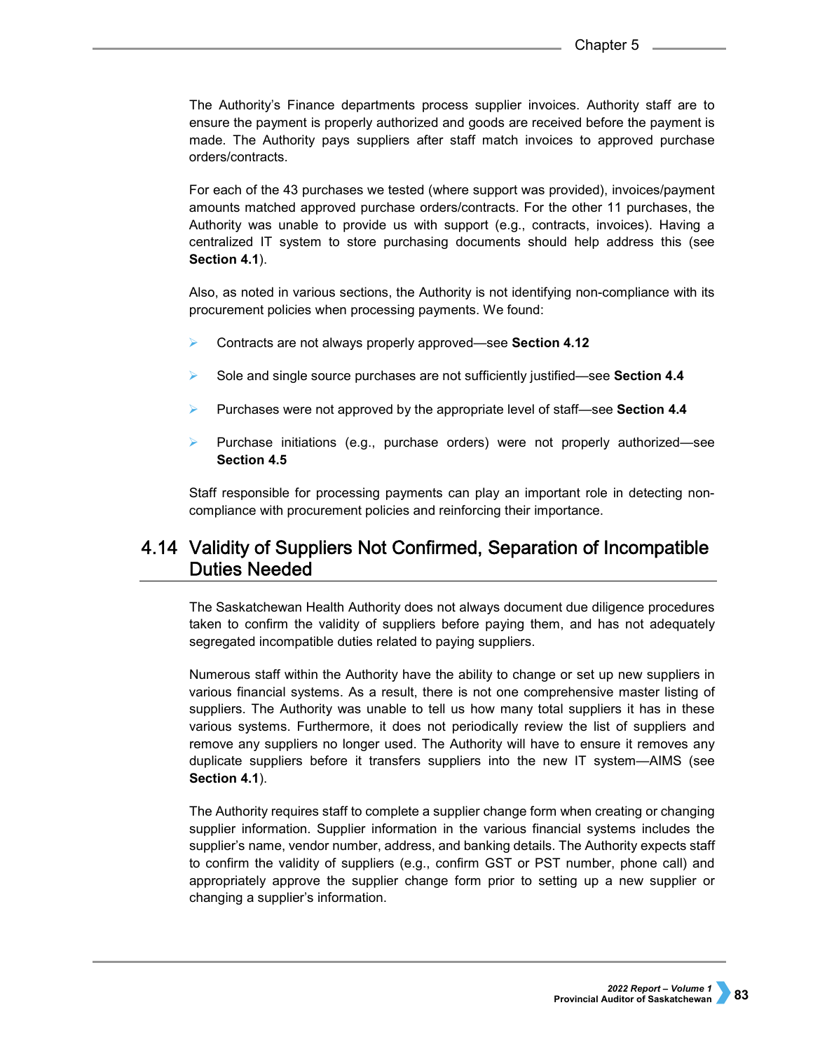The Authority's Finance departments process supplier invoices. Authority staff are to ensure the payment is properly authorized and goods are received before the payment is made. The Authority pays suppliers after staff match invoices to approved purchase orders/contracts.

For each of the 43 purchases we tested (where support was provided), invoices/payment amounts matched approved purchase orders/contracts. For the other 11 purchases, the Authority was unable to provide us with support (e.g., contracts, invoices). Having a centralized IT system to store purchasing documents should help address this (see **Section 4.1**).

Also, as noted in various sections, the Authority is not identifying non-compliance with its procurement policies when processing payments. We found:

- Contracts are not always properly approved—see **Section 4.12**
- Sole and single source purchases are not sufficiently justified—see **Section 4.4**
- Purchases were not approved by the appropriate level of staff—see **Section 4.4**
- Purchase initiations (e.g., purchase orders) were not properly authorized—see **Section 4.5**

Staff responsible for processing payments can play an important role in detecting non-compliance with procurement policies and reinforcing their importance.

## 4.14 Validity of Suppliers Not Confirmed, Separation of Incompatible Duties Needed

The Saskatchewan Health Authority does not always document due diligence procedures taken to confirm the validity of suppliers before paying them, and has not adequately segregated incompatible duties related to paying suppliers.

Numerous staff within the Authority have the ability to change or set up new suppliers in various financial systems. As a result, there is not one comprehensive master listing of suppliers. The Authority was unable to tell us how many total suppliers it has in these various systems. Furthermore, it does not periodically review the list of suppliers and remove any suppliers no longer used. The Authority will have to ensure it removes any duplicate suppliers before it transfers suppliers into the new IT system—AIMS (see **Section 4.1**).

The Authority requires staff to complete a supplier change form when creating or changing supplier information. Supplier information in the various financial systems includes the supplier's name, vendor number, address, and banking details. The Authority expects staff to confirm the validity of suppliers (e.g., confirm GST or PST number, phone call) and appropriately approve the supplier change form prior to setting up a new supplier or changing a supplier's information.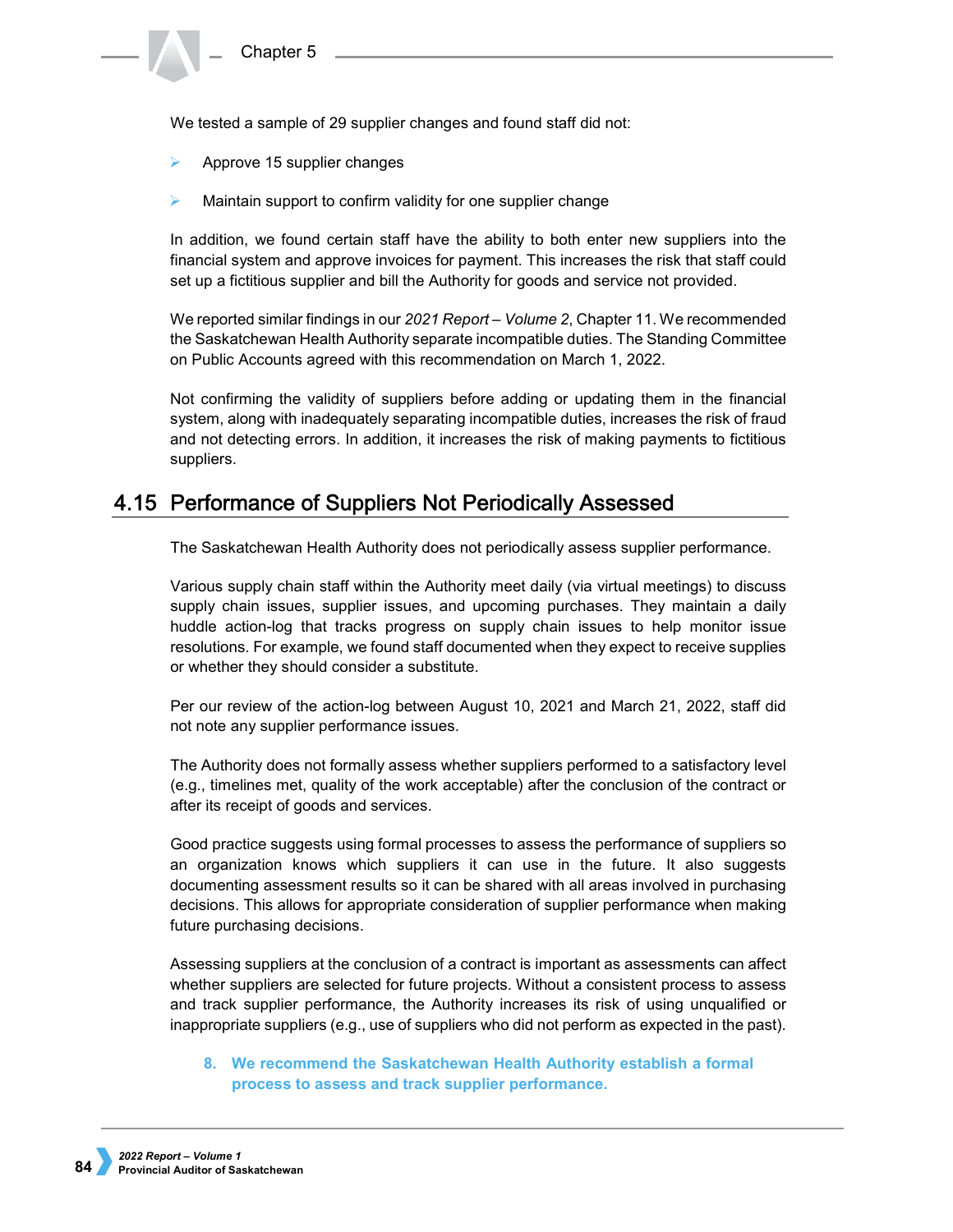We tested a sample of 29 supplier changes and found staff did not:

- Approve 15 supplier changes
- Maintain support to confirm validity for one supplier change

In addition, we found certain staff have the ability to both enter new suppliers into the financial system and approve invoices for payment. This increases the risk that staff could set up a fictitious supplier and bill the Authority for goods and service not provided.

We reported similar findings in our *2021 Report – Volume 2*, Chapter 11. We recommended the Saskatchewan Health Authority separate incompatible duties. The Standing Committee on Public Accounts agreed with this recommendation on March 1, 2022.

Not confirming the validity of suppliers before adding or updating them in the financial system, along with inadequately separating incompatible duties, increases the risk of fraud and not detecting errors. In addition, it increases the risk of making payments to fictitious suppliers.

## 4.15 Performance of Suppliers Not Periodically Assessed

The Saskatchewan Health Authority does not periodically assess supplier performance.

Various supply chain staff within the Authority meet daily (via virtual meetings) to discuss supply chain issues, supplier issues, and upcoming purchases. They maintain a daily huddle action-log that tracks progress on supply chain issues to help monitor issue resolutions. For example, we found staff documented when they expect to receive supplies or whether they should consider a substitute.

Per our review of the action-log between August 10, 2021 and March 21, 2022, staff did not note any supplier performance issues.

The Authority does not formally assess whether suppliers performed to a satisfactory level (e.g., timelines met, quality of the work acceptable) after the conclusion of the contract or after its receipt of goods and services.

Good practice suggests using formal processes to assess the performance of suppliers so an organization knows which suppliers it can use in the future. It also suggests documenting assessment results so it can be shared with all areas involved in purchasing decisions. This allows for appropriate consideration of supplier performance when making future purchasing decisions.

Assessing suppliers at the conclusion of a contract is important as assessments can affect whether suppliers are selected for future projects. Without a consistent process to assess and track supplier performance, the Authority increases its risk of using unqualified or inappropriate suppliers (e.g., use of suppliers who did not perform as expected in the past).

**8. We recommend the Saskatchewan Health Authority establish a formal process to assess and track supplier performance.**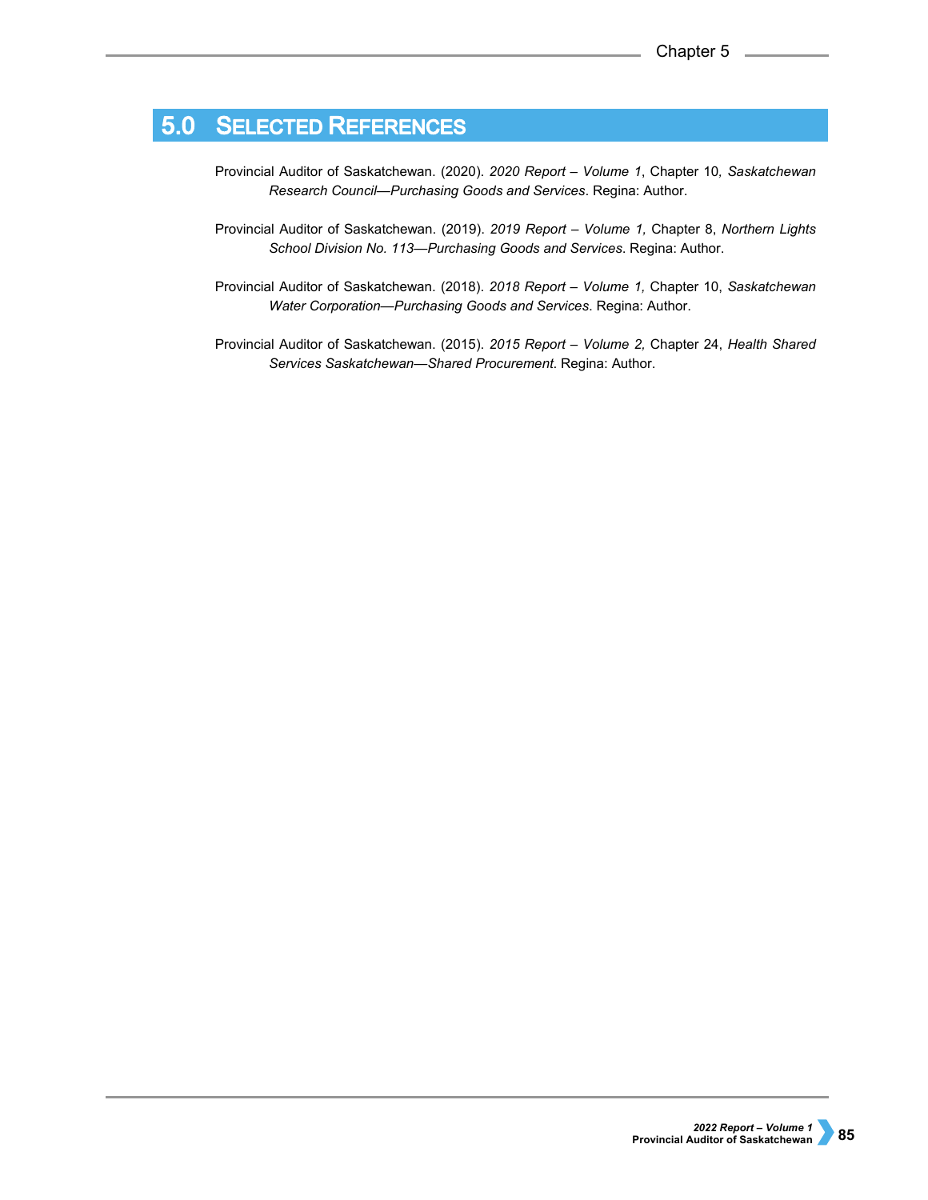# 5.0 Selected References

Provincial Auditor of Saskatchewan. (2020). *2020 Report – Volume 1*, Chapter 10*, Saskatchewan Research Council—Purchasing Goods and Services*. Regina: Author.

Provincial Auditor of Saskatchewan. (2019). *2019 Report – Volume 1,* Chapter 8, *Northern Lights School Division No. 113—Purchasing Goods and Services*. Regina: Author.

Provincial Auditor of Saskatchewan. (2018). *2018 Report – Volume 1,* Chapter 10, *Saskatchewan Water Corporation—Purchasing Goods and Services*. Regina: Author.

Provincial Auditor of Saskatchewan. (2015). *2015 Report – Volume 2,* Chapter 24, *Health Shared Services Saskatchewan—Shared Procurement*. Regina: Author.